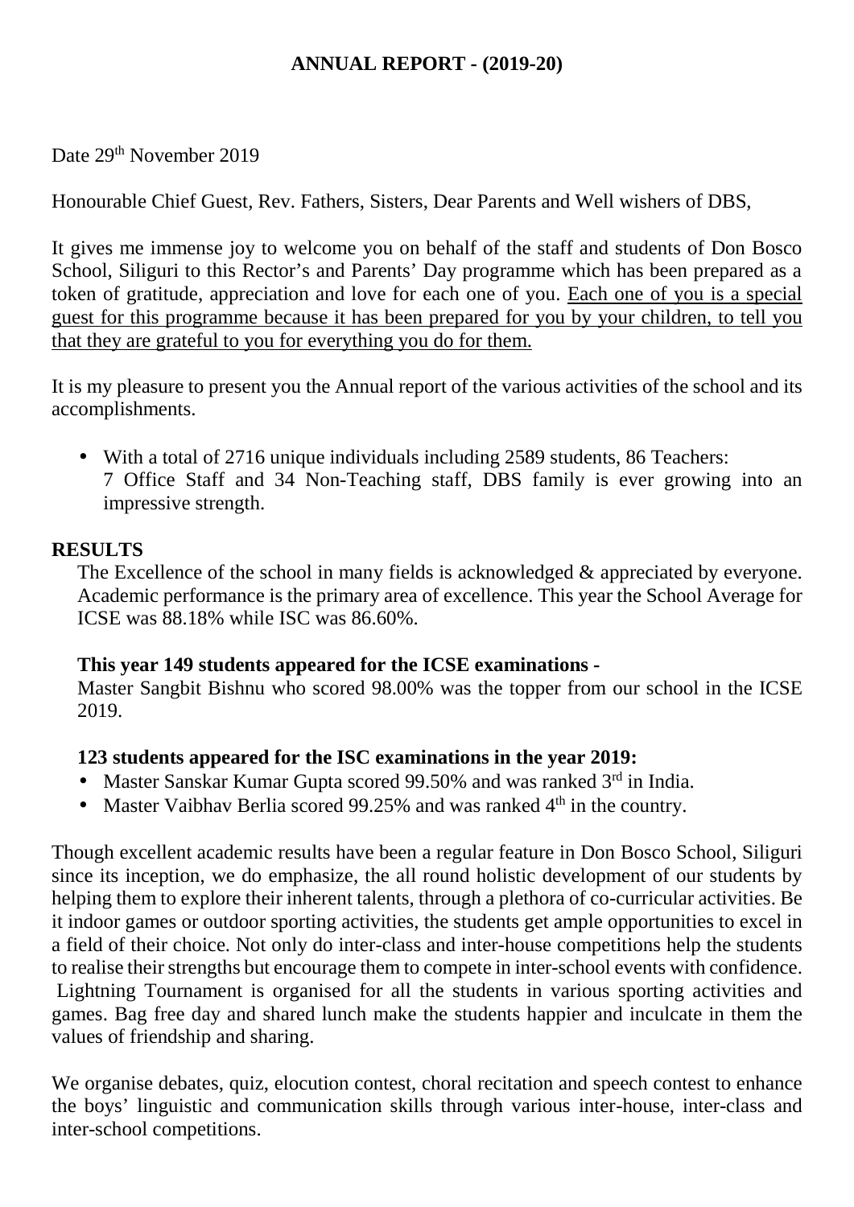# ANNUAL REPORT - (2019-20)

Date 29th November 2019

Honourable Chief Guest, Rev. Fathers, Sisters, Dear Parents and Well wishers of DBS,

It gives me immense joy to welcome you on behalf of the staff and students of Don Bosco School, Siliguri to this Rector's and Parents' Day programme which has been prepared as a token of gratitude, appreciation and love for each one of you. Each one of you is a special guest for this programme because it has been prepared for you by your children, to tell you that they are grateful to you for everything you do for them.

It is my pleasure to present you the Annual report of the various activities of the school and its accomplishments.

- With a total of 2716 unique individuals including 2589 students, 86 Teachers: 7 Office Staff and 34 Non-Teaching staff, DBS family is ever growing into an impressive strength.

## RESULTS

The Excellence of the school in many fields is acknowledged & appreciated by everyone. Academic performance is the primary area of excellence. This year the School Average for ICSE was 88.18% while ISC was 86.60%.

**This year 149 students appeared for the ICSE examinations -**

Master Sangbit Bishnu who scored 98.00% was the topper from our school in the ICSE 2019.

**123 students appeared for the ISC examinations in the year 2019:**

- Master Sanskar Kumar Gupta scored 99.50% and was ranked 3rd in India.
- Master Vaibhav Berlia scored 99.25% and was ranked 4th in the country.

Though excellent academic results have been a regular feature in Don Bosco School, Siliguri since its inception, we do emphasize, the all round holistic development of our students by helping them to explore their inherent talents, through a plethora of co-curricular activities. Be it indoor games or outdoor sporting activities, the students get ample opportunities to excel in a field of their choice. Not only do inter-class and inter-house competitions help the students to realise their strengths but encourage them to compete in inter-school events with confidence. Lightning Tournament is organised for all the students in various sporting activities and games. Bag free day and shared lunch make the students happier and inculcate in them the values of friendship and sharing.

We organise debates, quiz, elocution contest, choral recitation and speech contest to enhance the boys' linguistic and communication skills through various inter-house, inter-class and inter-school competitions.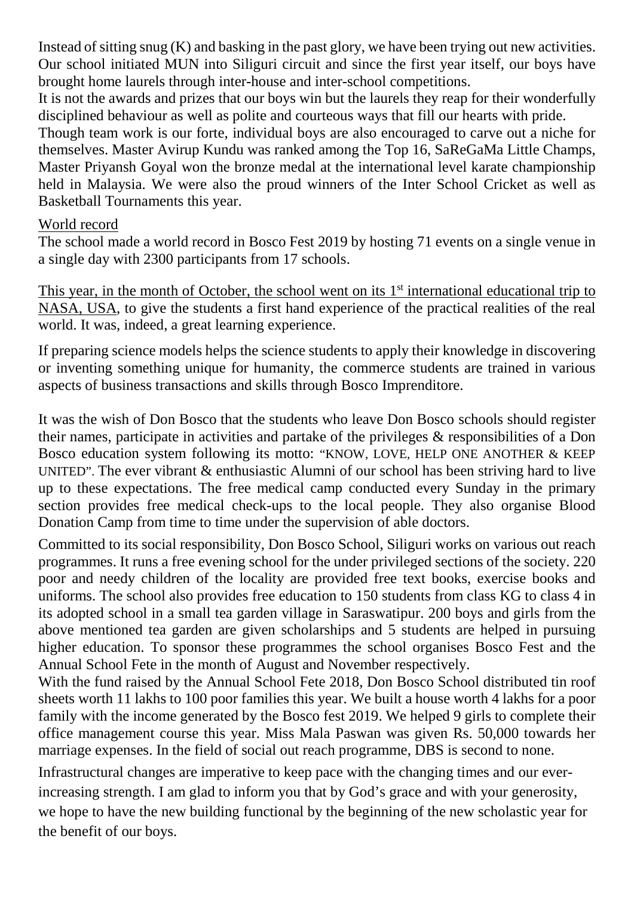Instead of sitting snug (K) and basking in the past glory, we have been trying out new activities. Our school initiated MUN into Siliguri circuit and since the first year itself, our boys have brought home laurels through inter-house and inter-school competitions.

It is not the awards and prizes that our boys win but the laurels they reap for their wonderfully disciplined behaviour as well as polite and courteous ways that fill our hearts with pride.

Though team work is our forte, individual boys are also encouraged to carve out a niche for themselves. Master Avirup Kundu was ranked among the Top 16, SaReGaMa Little Champs, Master Priyansh Goyal won the bronze medal at the international level karate championship held in Malaysia. We were also the proud winners of the Inter School Cricket as well as Basketball Tournaments this year.

<u>World record</u>

The school made a world record in Bosco Fest 2019 by hosting 71 events on a single venue in a single day with 2300 participants from 17 schools.

<u>This year, in the month of October, the school went on its 1st international educational trip to NASA, USA</u>, to give the students a first hand experience of the practical realities of the real world. It was, indeed, a great learning experience.

If preparing science models helps the science students to apply their knowledge in discovering or inventing something unique for humanity, the commerce students are trained in various aspects of business transactions and skills through Bosco Imprenditore.

It was the wish of Don Bosco that the students who leave Don Bosco schools should register their names, participate in activities and partake of the privileges & responsibilities of a Don Bosco education system following its motto: "KNOW, LOVE, HELP ONE ANOTHER & KEEP UNITED". The ever vibrant & enthusiastic Alumni of our school has been striving hard to live up to these expectations. The free medical camp conducted every Sunday in the primary section provides free medical check-ups to the local people. They also organise Blood Donation Camp from time to time under the supervision of able doctors.

Committed to its social responsibility, Don Bosco School, Siliguri works on various out reach programmes. It runs a free evening school for the under privileged sections of the society. 220 poor and needy children of the locality are provided free text books, exercise books and uniforms. The school also provides free education to 150 students from class KG to class 4 in its adopted school in a small tea garden village in Saraswatipur. 200 boys and girls from the above mentioned tea garden are given scholarships and 5 students are helped in pursuing higher education. To sponsor these programmes the school organises Bosco Fest and the Annual School Fete in the month of August and November respectively.

With the fund raised by the Annual School Fete 2018, Don Bosco School distributed tin roof sheets worth 11 lakhs to 100 poor families this year. We built a house worth 4 lakhs for a poor family with the income generated by the Bosco fest 2019. We helped 9 girls to complete their office management course this year. Miss Mala Paswan was given Rs. 50,000 towards her marriage expenses. In the field of social out reach programme, DBS is second to none.

Infrastructural changes are imperative to keep pace with the changing times and our ever-increasing strength. I am glad to inform you that by God's grace and with your generosity, we hope to have the new building functional by the beginning of the new scholastic year for the benefit of our boys.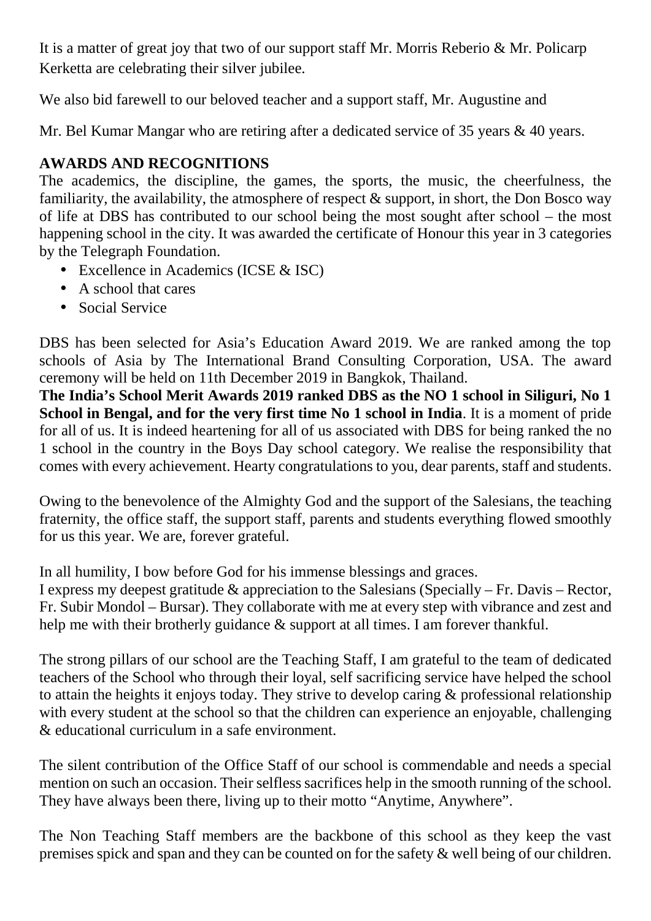It is a matter of great joy that two of our support staff Mr. Morris Reberio & Mr. Policarp Kerketta are celebrating their silver jubilee.

We also bid farewell to our beloved teacher and a support staff, Mr. Augustine and

Mr. Bel Kumar Mangar who are retiring after a dedicated service of 35 years & 40 years.

## AWARDS AND RECOGNITIONS

The academics, the discipline, the games, the sports, the music, the cheerfulness, the familiarity, the availability, the atmosphere of respect & support, in short, the Don Bosco way of life at DBS has contributed to our school being the most sought after school – the most happening school in the city. It was awarded the certificate of Honour this year in 3 categories by the Telegraph Foundation.

- Excellence in Academics (ICSE & ISC)
- A school that cares
- Social Service

DBS has been selected for Asia's Education Award 2019. We are ranked among the top schools of Asia by The International Brand Consulting Corporation, USA. The award ceremony will be held on 11th December 2019 in Bangkok, Thailand.

**The India's School Merit Awards 2019 ranked DBS as the NO 1 school in Siliguri, No 1 School in Bengal, and for the very first time No 1 school in India**. It is a moment of pride for all of us. It is indeed heartening for all of us associated with DBS for being ranked the no 1 school in the country in the Boys Day school category. We realise the responsibility that comes with every achievement. Hearty congratulations to you, dear parents, staff and students.

Owing to the benevolence of the Almighty God and the support of the Salesians, the teaching fraternity, the office staff, the support staff, parents and students everything flowed smoothly for us this year. We are, forever grateful.

In all humility, I bow before God for his immense blessings and graces.
I express my deepest gratitude & appreciation to the Salesians (Specially – Fr. Davis – Rector, Fr. Subir Mondol – Bursar). They collaborate with me at every step with vibrance and zest and help me with their brotherly guidance & support at all times. I am forever thankful.

The strong pillars of our school are the Teaching Staff, I am grateful to the team of dedicated teachers of the School who through their loyal, self sacrificing service have helped the school to attain the heights it enjoys today. They strive to develop caring & professional relationship with every student at the school so that the children can experience an enjoyable, challenging & educational curriculum in a safe environment.

The silent contribution of the Office Staff of our school is commendable and needs a special mention on such an occasion. Their selfless sacrifices help in the smooth running of the school. They have always been there, living up to their motto "Anytime, Anywhere".

The Non Teaching Staff members are the backbone of this school as they keep the vast premises spick and span and they can be counted on for the safety & well being of our children.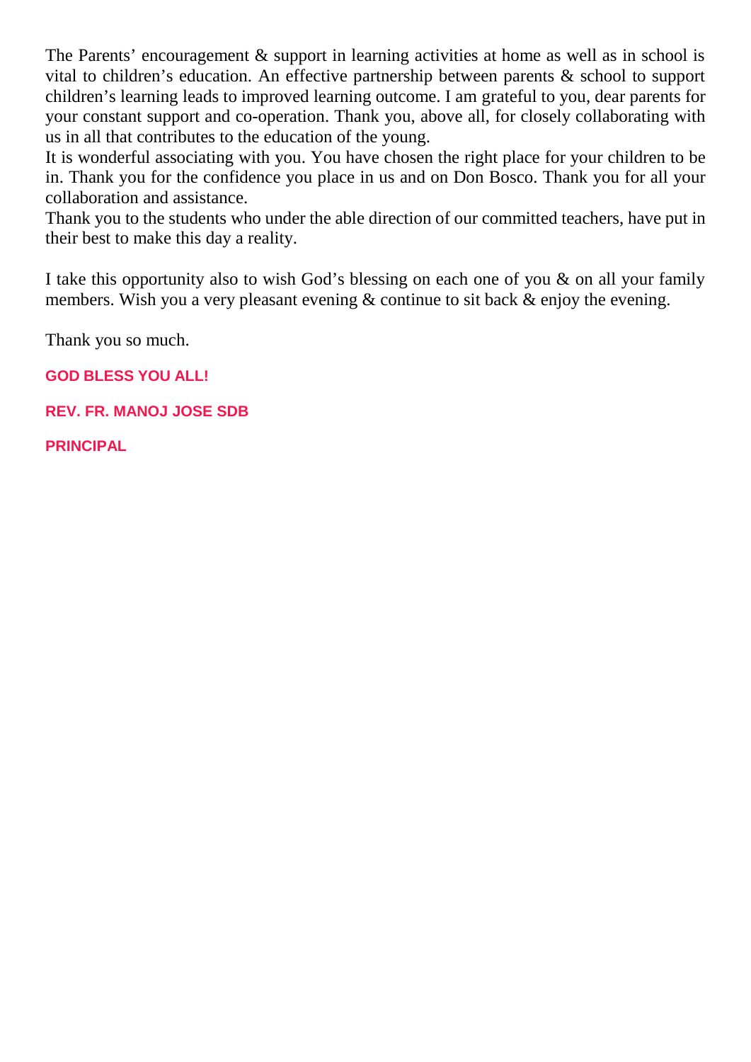The Parents' encouragement & support in learning activities at home as well as in school is vital to children's education. An effective partnership between parents & school to support children's learning leads to improved learning outcome. I am grateful to you, dear parents for your constant support and co-operation. Thank you, above all, for closely collaborating with us in all that contributes to the education of the young.

It is wonderful associating with you. You have chosen the right place for your children to be in. Thank you for the confidence you place in us and on Don Bosco. Thank you for all your collaboration and assistance.

Thank you to the students who under the able direction of our committed teachers, have put in their best to make this day a reality.

I take this opportunity also to wish God's blessing on each one of you & on all your family members. Wish you a very pleasant evening & continue to sit back & enjoy the evening.

Thank you so much.

**GOD BLESS YOU ALL!**

**REV. FR. MANOJ JOSE SDB**

**PRINCIPAL**